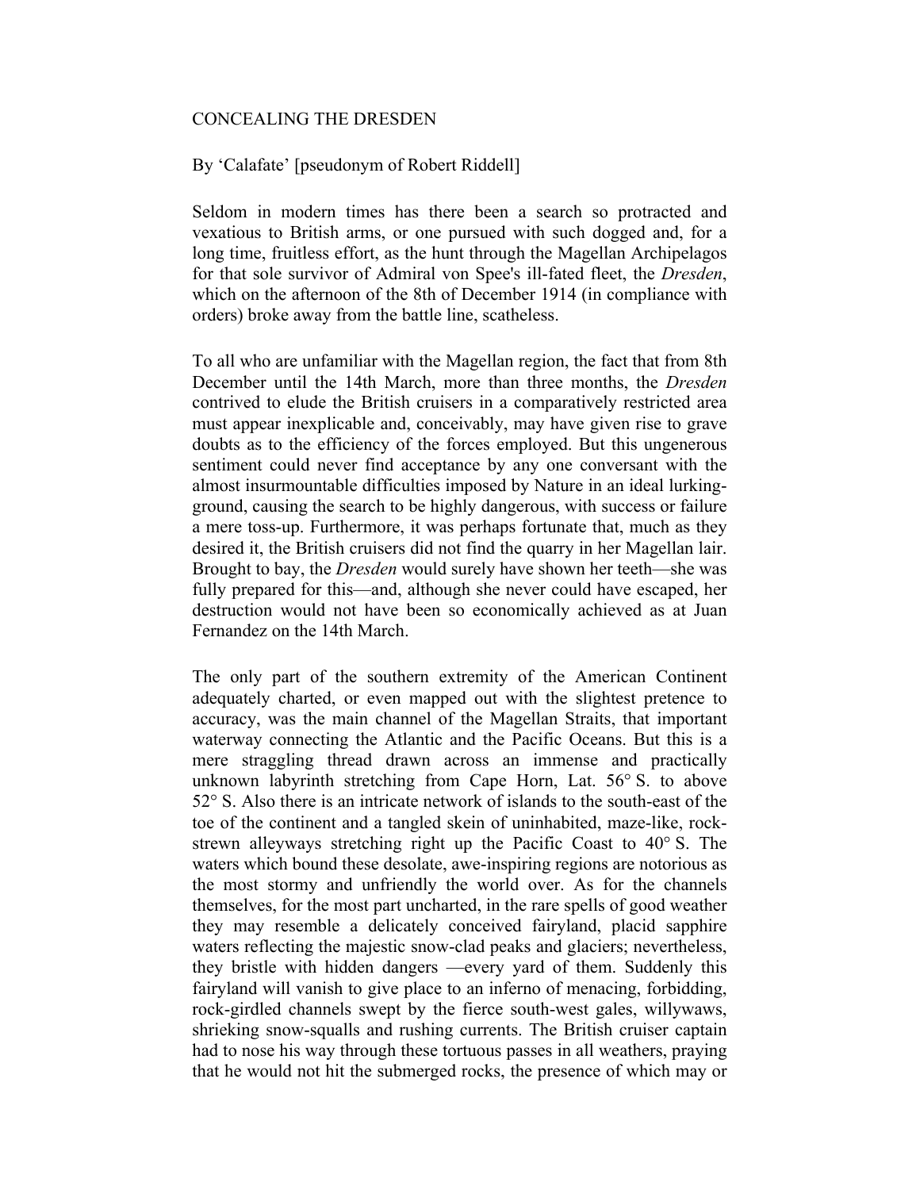# CONCEALING THE DRESDEN

By 'Calafate' [pseudonym of Robert Riddell]

Seldom in modern times has there been a search so protracted and vexatious to British arms, or one pursued with such dogged and, for a long time, fruitless effort, as the hunt through the Magellan Archipelagos for that sole survivor of Admiral von Spee's ill-fated fleet, the *Dresden*, which on the afternoon of the 8th of December 1914 (in compliance with orders) broke away from the battle line, scatheless.

To all who are unfamiliar with the Magellan region, the fact that from 8th December until the 14th March, more than three months, the *Dresden* contrived to elude the British cruisers in a comparatively restricted area must appear inexplicable and, conceivably, may have given rise to grave doubts as to the efficiency of the forces employed. But this ungenerous sentiment could never find acceptance by any one conversant with the almost insurmountable difficulties imposed by Nature in an ideal lurking-ground, causing the search to be highly dangerous, with success or failure a mere toss-up. Furthermore, it was perhaps fortunate that, much as they desired it, the British cruisers did not find the quarry in her Magellan lair. Brought to bay, the *Dresden* would surely have shown her teeth—she was fully prepared for this—and, although she never could have escaped, her destruction would not have been so economically achieved as at Juan Fernandez on the 14th March.

The only part of the southern extremity of the American Continent adequately charted, or even mapped out with the slightest pretence to accuracy, was the main channel of the Magellan Straits, that important waterway connecting the Atlantic and the Pacific Oceans. But this is a mere straggling thread drawn across an immense and practically unknown labyrinth stretching from Cape Horn, Lat. 56° S. to above 52° S. Also there is an intricate network of islands to the south-east of the toe of the continent and a tangled skein of uninhabited, maze-like, rock-strewn alleyways stretching right up the Pacific Coast to 40° S. The waters which bound these desolate, awe-inspiring regions are notorious as the most stormy and unfriendly the world over. As for the channels themselves, for the most part uncharted, in the rare spells of good weather they may resemble a delicately conceived fairyland, placid sapphire waters reflecting the majestic snow-clad peaks and glaciers; nevertheless, they bristle with hidden dangers —every yard of them. Suddenly this fairyland will vanish to give place to an inferno of menacing, forbidding, rock-girdled channels swept by the fierce south-west gales, willywaws, shrieking snow-squalls and rushing currents. The British cruiser captain had to nose his way through these tortuous passes in all weathers, praying that he would not hit the submerged rocks, the presence of which may or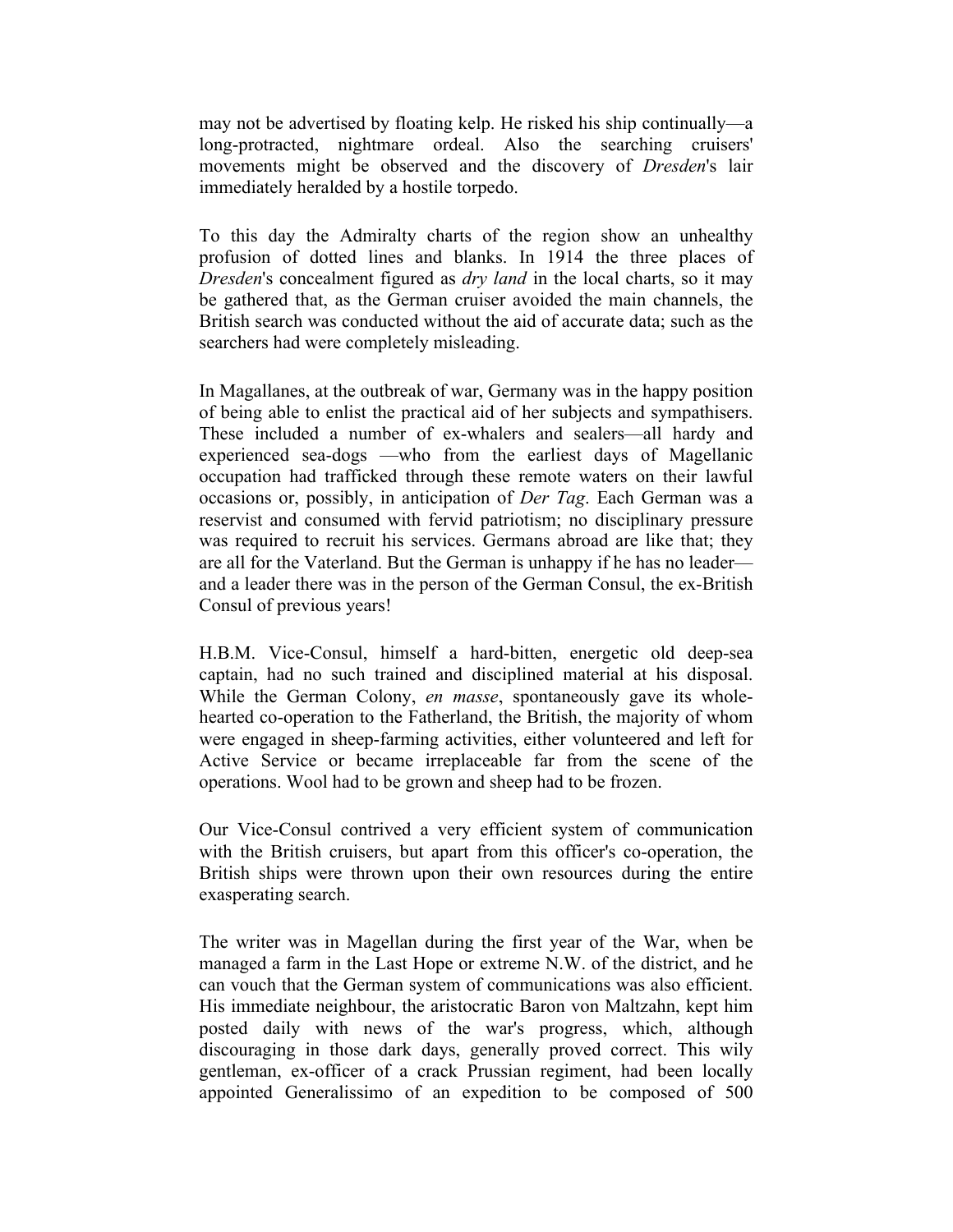may not be advertised by floating kelp. He risked his ship continually—a long-protracted, nightmare ordeal. Also the searching cruisers' movements might be observed and the discovery of *Dresden*'s lair immediately heralded by a hostile torpedo.

To this day the Admiralty charts of the region show an unhealthy profusion of dotted lines and blanks. In 1914 the three places of *Dresden*'s concealment figured as *dry land* in the local charts, so it may be gathered that, as the German cruiser avoided the main channels, the British search was conducted without the aid of accurate data; such as the searchers had were completely misleading.

In Magallanes, at the outbreak of war, Germany was in the happy position of being able to enlist the practical aid of her subjects and sympathisers. These included a number of ex-whalers and sealers—all hardy and experienced sea-dogs —who from the earliest days of Magellanic occupation had trafficked through these remote waters on their lawful occasions or, possibly, in anticipation of *Der Tag*. Each German was a reservist and consumed with fervid patriotism; no disciplinary pressure was required to recruit his services. Germans abroad are like that; they are all for the Vaterland. But the German is unhappy if he has no leader—and a leader there was in the person of the German Consul, the ex-British Consul of previous years!

H.B.M. Vice-Consul, himself a hard-bitten, energetic old deep-sea captain, had no such trained and disciplined material at his disposal. While the German Colony, *en masse*, spontaneously gave its whole-hearted co-operation to the Fatherland, the British, the majority of whom were engaged in sheep-farming activities, either volunteered and left for Active Service or became irreplaceable far from the scene of the operations. Wool had to be grown and sheep had to be frozen.

Our Vice-Consul contrived a very efficient system of communication with the British cruisers, but apart from this officer's co-operation, the British ships were thrown upon their own resources during the entire exasperating search.

The writer was in Magellan during the first year of the War, when be managed a farm in the Last Hope or extreme N.W. of the district, and he can vouch that the German system of communications was also efficient. His immediate neighbour, the aristocratic Baron von Maltzahn, kept him posted daily with news of the war's progress, which, although discouraging in those dark days, generally proved correct. This wily gentleman, ex-officer of a crack Prussian regiment, had been locally appointed Generalissimo of an expedition to be composed of 500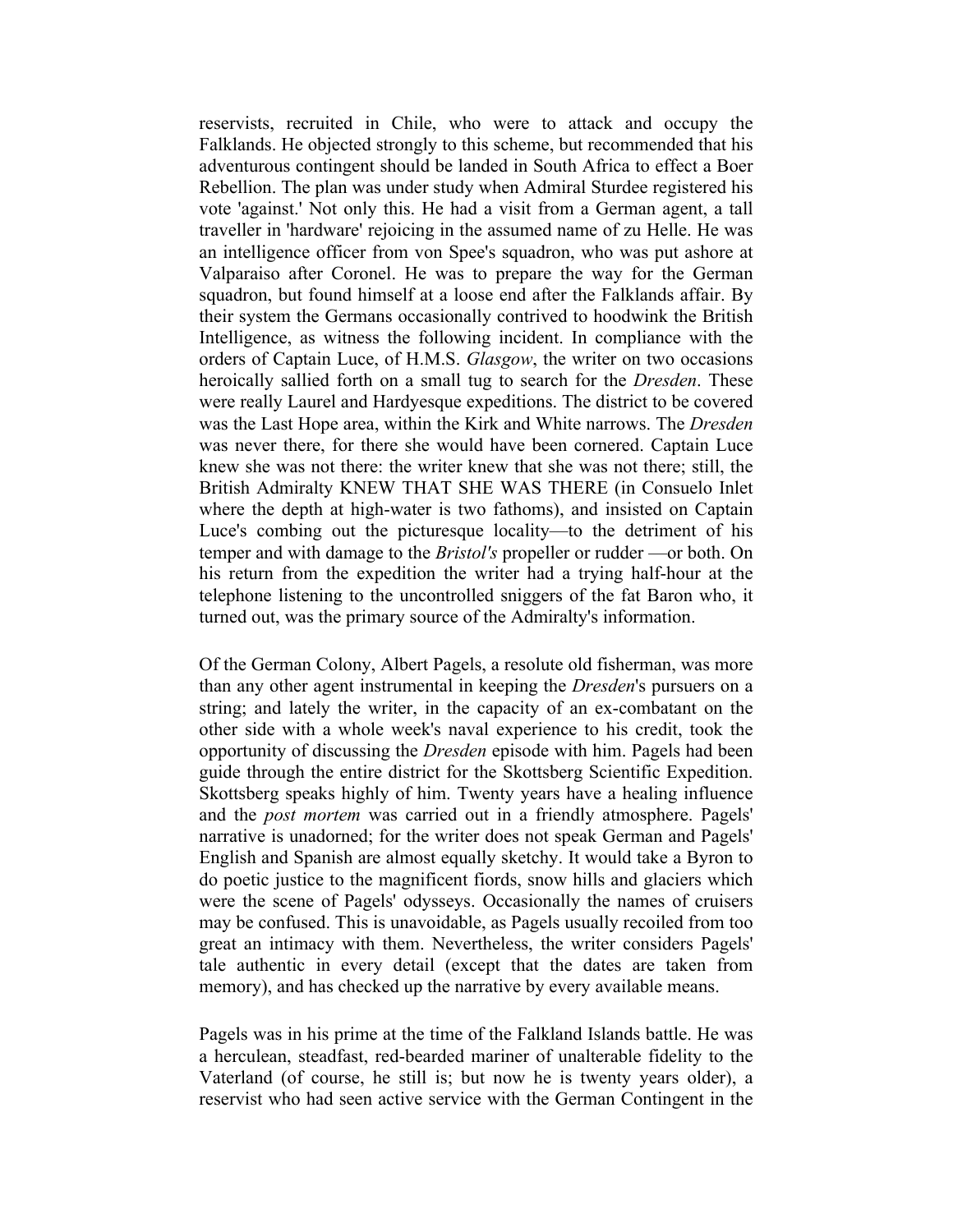reservists, recruited in Chile, who were to attack and occupy the Falklands. He objected strongly to this scheme, but recommended that his adventurous contingent should be landed in South Africa to effect a Boer Rebellion. The plan was under study when Admiral Sturdee registered his vote 'against.' Not only this. He had a visit from a German agent, a tall traveller in 'hardware' rejoicing in the assumed name of zu Helle. He was an intelligence officer from von Spee's squadron, who was put ashore at Valparaiso after Coronel. He was to prepare the way for the German squadron, but found himself at a loose end after the Falklands affair. By their system the Germans occasionally contrived to hoodwink the British Intelligence, as witness the following incident. In compliance with the orders of Captain Luce, of H.M.S. *Glasgow*, the writer on two occasions heroically sallied forth on a small tug to search for the *Dresden*. These were really Laurel and Hardyesque expeditions. The district to be covered was the Last Hope area, within the Kirk and White narrows. The *Dresden* was never there, for there she would have been cornered. Captain Luce knew she was not there: the writer knew that she was not there; still, the British Admiralty KNEW THAT SHE WAS THERE (in Consuelo Inlet where the depth at high-water is two fathoms), and insisted on Captain Luce's combing out the picturesque locality—to the detriment of his temper and with damage to the *Bristol's* propeller or rudder —or both. On his return from the expedition the writer had a trying half-hour at the telephone listening to the uncontrolled sniggers of the fat Baron who, it turned out, was the primary source of the Admiralty's information.

Of the German Colony, Albert Pagels, a resolute old fisherman, was more than any other agent instrumental in keeping the *Dresden*'s pursuers on a string; and lately the writer, in the capacity of an ex-combatant on the other side with a whole week's naval experience to his credit, took the opportunity of discussing the *Dresden* episode with him. Pagels had been guide through the entire district for the Skottsberg Scientific Expedition. Skottsberg speaks highly of him. Twenty years have a healing influence and the *post mortem* was carried out in a friendly atmosphere. Pagels' narrative is unadorned; for the writer does not speak German and Pagels' English and Spanish are almost equally sketchy. It would take a Byron to do poetic justice to the magnificent fiords, snow hills and glaciers which were the scene of Pagels' odysseys. Occasionally the names of cruisers may be confused. This is unavoidable, as Pagels usually recoiled from too great an intimacy with them. Nevertheless, the writer considers Pagels' tale authentic in every detail (except that the dates are taken from memory), and has checked up the narrative by every available means.

Pagels was in his prime at the time of the Falkland Islands battle. He was a herculean, steadfast, red-bearded mariner of unalterable fidelity to the Vaterland (of course, he still is; but now he is twenty years older), a reservist who had seen active service with the German Contingent in the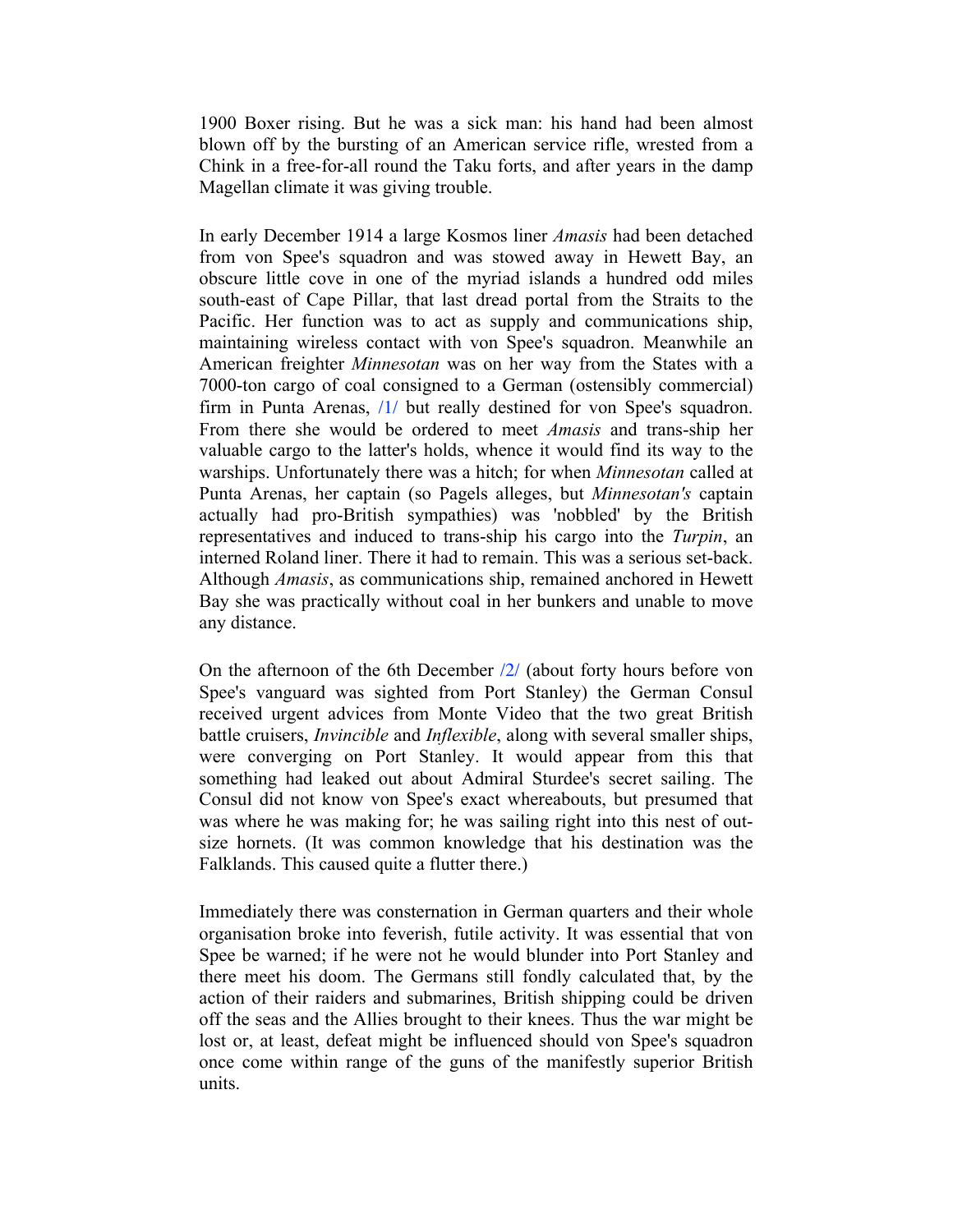1900 Boxer rising. But he was a sick man: his hand had been almost blown off by the bursting of an American service rifle, wrested from a Chink in a free-for-all round the Taku forts, and after years in the damp Magellan climate it was giving trouble.

In early December 1914 a large Kosmos liner *Amasis* had been detached from von Spee's squadron and was stowed away in Hewett Bay, an obscure little cove in one of the myriad islands a hundred odd miles south-east of Cape Pillar, that last dread portal from the Straits to the Pacific. Her function was to act as supply and communications ship, maintaining wireless contact with von Spee's squadron. Meanwhile an American freighter *Minnesotan* was on her way from the States with a 7000-ton cargo of coal consigned to a German (ostensibly commercial) firm in Punta Arenas, /1/ but really destined for von Spee's squadron. From there she would be ordered to meet *Amasis* and trans-ship her valuable cargo to the latter's holds, whence it would find its way to the warships. Unfortunately there was a hitch; for when *Minnesotan* called at Punta Arenas, her captain (so Pagels alleges, but *Minnesotan's* captain actually had pro-British sympathies) was 'nobbled' by the British representatives and induced to trans-ship his cargo into the *Turpin*, an interned Roland liner. There it had to remain. This was a serious set-back. Although *Amasis*, as communications ship, remained anchored in Hewett Bay she was practically without coal in her bunkers and unable to move any distance.

On the afternoon of the 6th December /2/ (about forty hours before von Spee's vanguard was sighted from Port Stanley) the German Consul received urgent advices from Monte Video that the two great British battle cruisers, *Invincible* and *Inflexible*, along with several smaller ships, were converging on Port Stanley. It would appear from this that something had leaked out about Admiral Sturdee's secret sailing. The Consul did not know von Spee's exact whereabouts, but presumed that was where he was making for; he was sailing right into this nest of out-size hornets. (It was common knowledge that his destination was the Falklands. This caused quite a flutter there.)

Immediately there was consternation in German quarters and their whole organisation broke into feverish, futile activity. It was essential that von Spee be warned; if he were not he would blunder into Port Stanley and there meet his doom. The Germans still fondly calculated that, by the action of their raiders and submarines, British shipping could be driven off the seas and the Allies brought to their knees. Thus the war might be lost or, at least, defeat might be influenced should von Spee's squadron once come within range of the guns of the manifestly superior British units.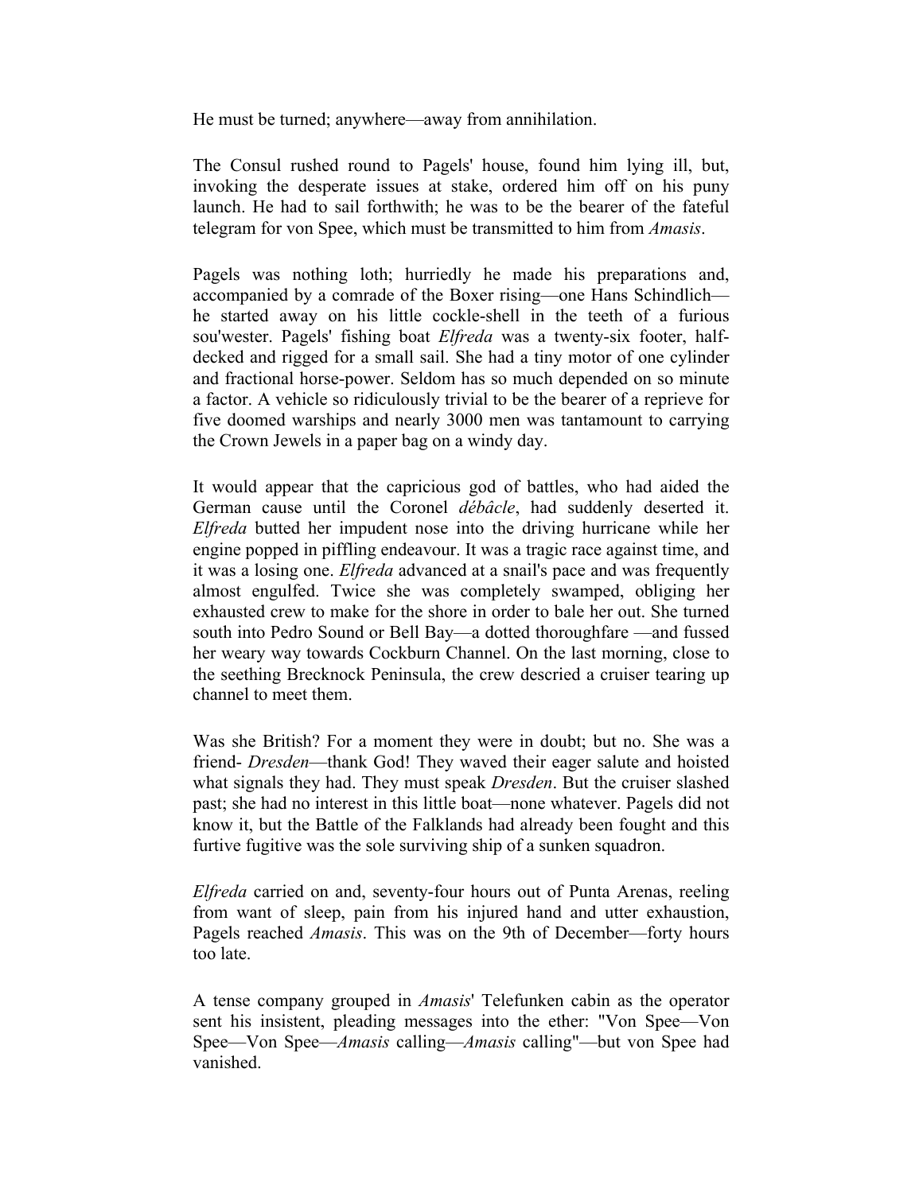He must be turned; anywhere—away from annihilation.

The Consul rushed round to Pagels' house, found him lying ill, but, invoking the desperate issues at stake, ordered him off on his puny launch. He had to sail forthwith; he was to be the bearer of the fateful telegram for von Spee, which must be transmitted to him from *Amasis*.

Pagels was nothing loth; hurriedly he made his preparations and, accompanied by a comrade of the Boxer rising—one Hans Schindlich—he started away on his little cockle-shell in the teeth of a furious sou'wester. Pagels' fishing boat *Elfreda* was a twenty-six footer, half-decked and rigged for a small sail. She had a tiny motor of one cylinder and fractional horse-power. Seldom has so much depended on so minute a factor. A vehicle so ridiculously trivial to be the bearer of a reprieve for five doomed warships and nearly 3000 men was tantamount to carrying the Crown Jewels in a paper bag on a windy day.

It would appear that the capricious god of battles, who had aided the German cause until the Coronel *débâcle*, had suddenly deserted it. *Elfreda* butted her impudent nose into the driving hurricane while her engine popped in piffling endeavour. It was a tragic race against time, and it was a losing one. *Elfreda* advanced at a snail's pace and was frequently almost engulfed. Twice she was completely swamped, obliging her exhausted crew to make for the shore in order to bale her out. She turned south into Pedro Sound or Bell Bay—a dotted thoroughfare —and fussed her weary way towards Cockburn Channel. On the last morning, close to the seething Brecknock Peninsula, the crew descried a cruiser tearing up channel to meet them.

Was she British? For a moment they were in doubt; but no. She was a friend- *Dresden*—thank God! They waved their eager salute and hoisted what signals they had. They must speak *Dresden*. But the cruiser slashed past; she had no interest in this little boat—none whatever. Pagels did not know it, but the Battle of the Falklands had already been fought and this furtive fugitive was the sole surviving ship of a sunken squadron.

*Elfreda* carried on and, seventy-four hours out of Punta Arenas, reeling from want of sleep, pain from his injured hand and utter exhaustion, Pagels reached *Amasis*. This was on the 9th of December—forty hours too late.

A tense company grouped in *Amasis*' Telefunken cabin as the operator sent his insistent, pleading messages into the ether: "Von Spee—Von Spee—Von Spee—*Amasis* calling—*Amasis* calling"—but von Spee had vanished.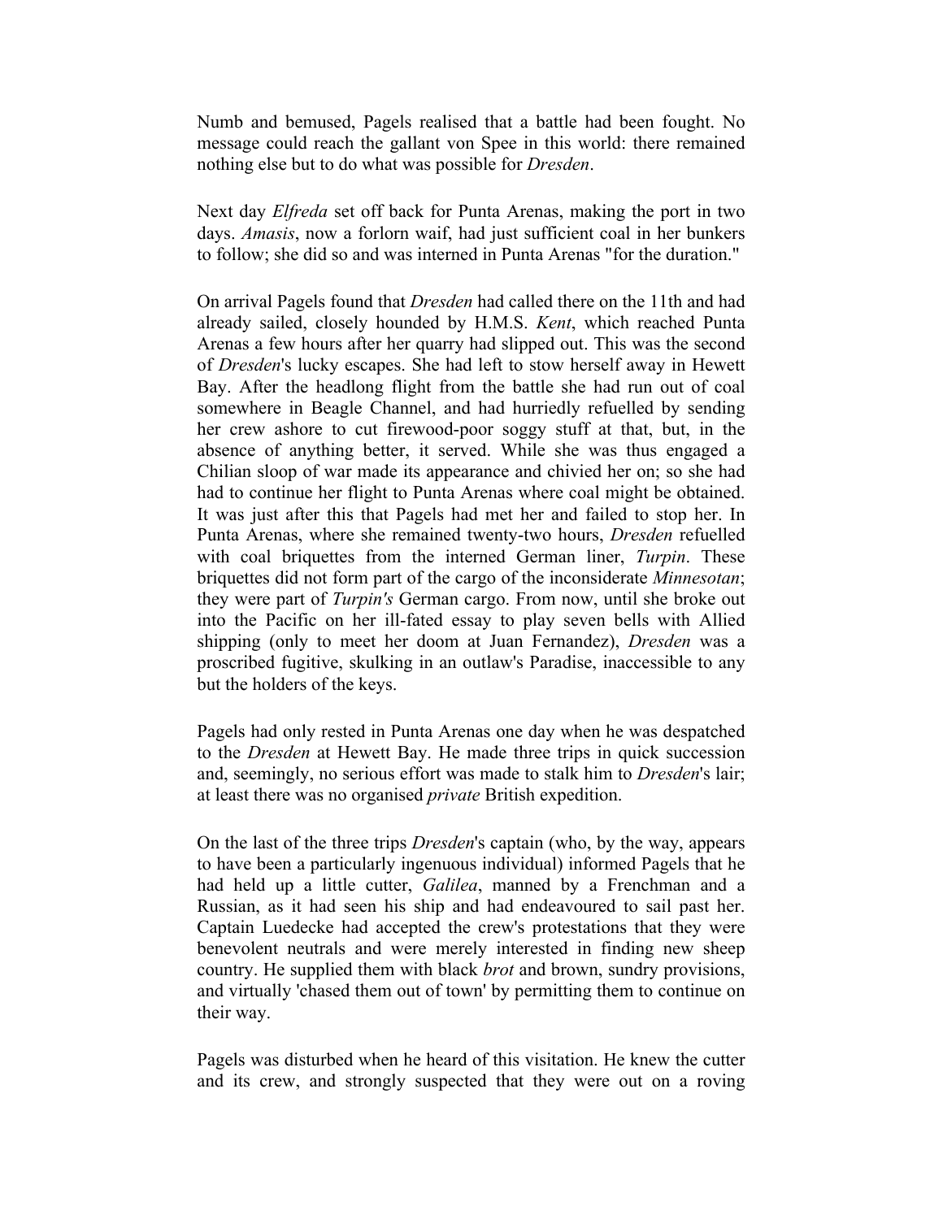Numb and bemused, Pagels realised that a battle had been fought. No message could reach the gallant von Spee in this world: there remained nothing else but to do what was possible for *Dresden*.

Next day *Elfreda* set off back for Punta Arenas, making the port in two days. *Amasis*, now a forlorn waif, had just sufficient coal in her bunkers to follow; she did so and was interned in Punta Arenas "for the duration."

On arrival Pagels found that *Dresden* had called there on the 11th and had already sailed, closely hounded by H.M.S. *Kent*, which reached Punta Arenas a few hours after her quarry had slipped out. This was the second of *Dresden*'s lucky escapes. She had left to stow herself away in Hewett Bay. After the headlong flight from the battle she had run out of coal somewhere in Beagle Channel, and had hurriedly refuelled by sending her crew ashore to cut firewood-poor soggy stuff at that, but, in the absence of anything better, it served. While she was thus engaged a Chilian sloop of war made its appearance and chivied her on; so she had had to continue her flight to Punta Arenas where coal might be obtained. It was just after this that Pagels had met her and failed to stop her. In Punta Arenas, where she remained twenty-two hours, *Dresden* refuelled with coal briquettes from the interned German liner, *Turpin*. These briquettes did not form part of the cargo of the inconsiderate *Minnesotan*; they were part of *Turpin's* German cargo. From now, until she broke out into the Pacific on her ill-fated essay to play seven bells with Allied shipping (only to meet her doom at Juan Fernandez), *Dresden* was a proscribed fugitive, skulking in an outlaw's Paradise, inaccessible to any but the holders of the keys.

Pagels had only rested in Punta Arenas one day when he was despatched to the *Dresden* at Hewett Bay. He made three trips in quick succession and, seemingly, no serious effort was made to stalk him to *Dresden*'s lair; at least there was no organised *private* British expedition.

On the last of the three trips *Dresden*'s captain (who, by the way, appears to have been a particularly ingenuous individual) informed Pagels that he had held up a little cutter, *Galilea*, manned by a Frenchman and a Russian, as it had seen his ship and had endeavoured to sail past her. Captain Luedecke had accepted the crew's protestations that they were benevolent neutrals and were merely interested in finding new sheep country. He supplied them with black *brot* and brown, sundry provisions, and virtually 'chased them out of town' by permitting them to continue on their way.

Pagels was disturbed when he heard of this visitation. He knew the cutter and its crew, and strongly suspected that they were out on a roving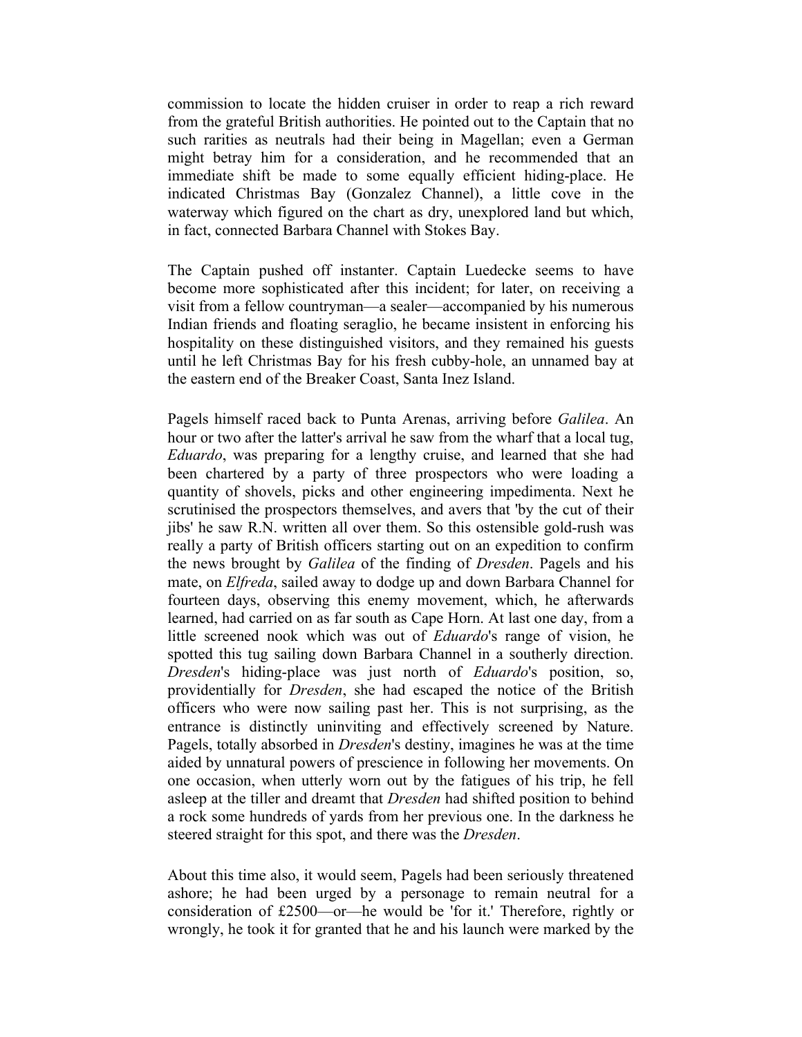commission to locate the hidden cruiser in order to reap a rich reward from the grateful British authorities. He pointed out to the Captain that no such rarities as neutrals had their being in Magellan; even a German might betray him for a consideration, and he recommended that an immediate shift be made to some equally efficient hiding-place. He indicated Christmas Bay (Gonzalez Channel), a little cove in the waterway which figured on the chart as dry, unexplored land but which, in fact, connected Barbara Channel with Stokes Bay.

The Captain pushed off instanter. Captain Luedecke seems to have become more sophisticated after this incident; for later, on receiving a visit from a fellow countryman—a sealer—accompanied by his numerous Indian friends and floating seraglio, he became insistent in enforcing his hospitality on these distinguished visitors, and they remained his guests until he left Christmas Bay for his fresh cubby-hole, an unnamed bay at the eastern end of the Breaker Coast, Santa Inez Island.

Pagels himself raced back to Punta Arenas, arriving before *Galilea*. An hour or two after the latter's arrival he saw from the wharf that a local tug, *Eduardo*, was preparing for a lengthy cruise, and learned that she had been chartered by a party of three prospectors who were loading a quantity of shovels, picks and other engineering impedimenta. Next he scrutinised the prospectors themselves, and avers that 'by the cut of their jibs' he saw R.N. written all over them. So this ostensible gold-rush was really a party of British officers starting out on an expedition to confirm the news brought by *Galilea* of the finding of *Dresden*. Pagels and his mate, on *Elfreda*, sailed away to dodge up and down Barbara Channel for fourteen days, observing this enemy movement, which, he afterwards learned, had carried on as far south as Cape Horn. At last one day, from a little screened nook which was out of *Eduardo*'s range of vision, he spotted this tug sailing down Barbara Channel in a southerly direction. *Dresden*'s hiding-place was just north of *Eduardo*'s position, so, providentially for *Dresden*, she had escaped the notice of the British officers who were now sailing past her. This is not surprising, as the entrance is distinctly uninviting and effectively screened by Nature. Pagels, totally absorbed in *Dresden*'s destiny, imagines he was at the time aided by unnatural powers of prescience in following her movements. On one occasion, when utterly worn out by the fatigues of his trip, he fell asleep at the tiller and dreamt that *Dresden* had shifted position to behind a rock some hundreds of yards from her previous one. In the darkness he steered straight for this spot, and there was the *Dresden*.

About this time also, it would seem, Pagels had been seriously threatened ashore; he had been urged by a personage to remain neutral for a consideration of £2500—or—he would be 'for it.' Therefore, rightly or wrongly, he took it for granted that he and his launch were marked by the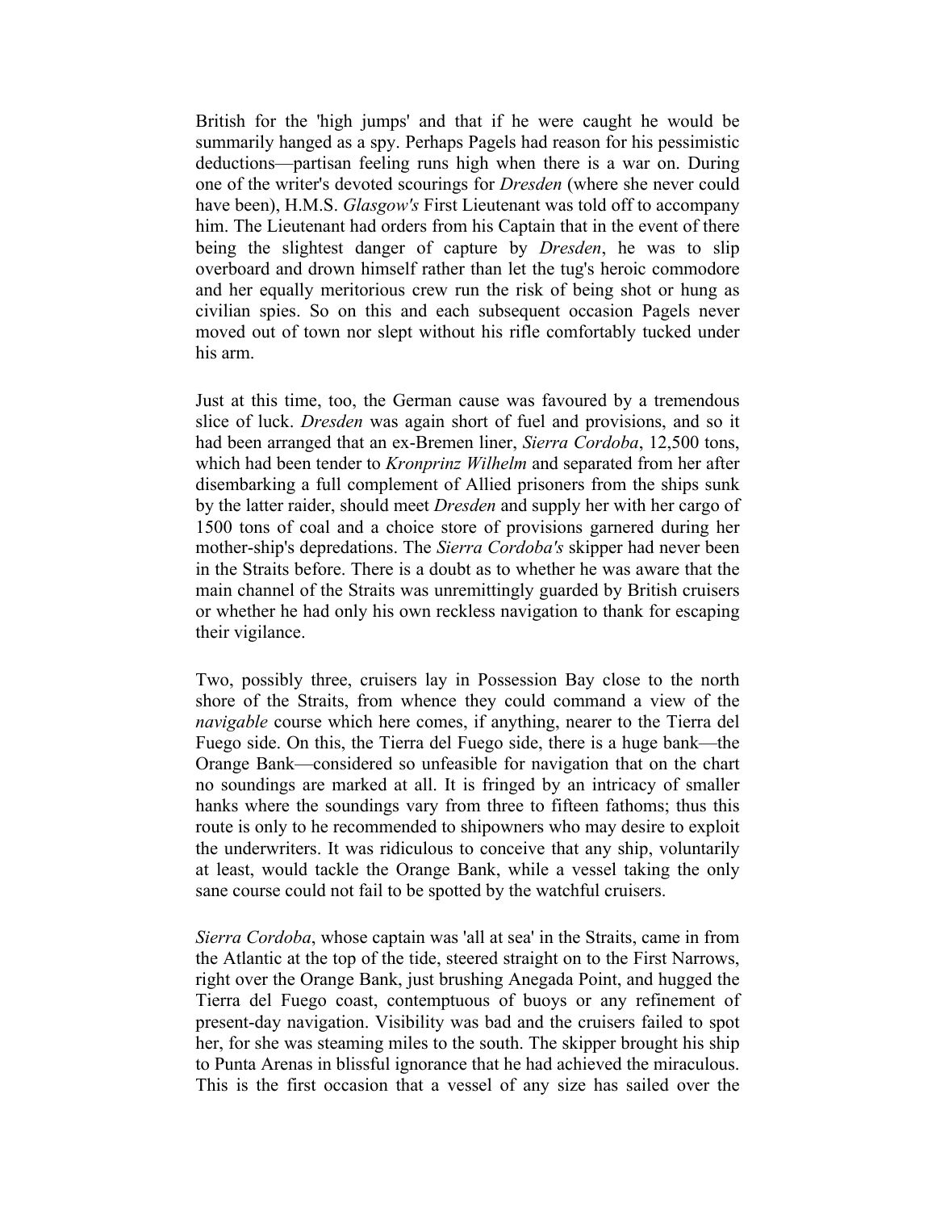British for the 'high jumps' and that if he were caught he would be summarily hanged as a spy. Perhaps Pagels had reason for his pessimistic deductions—partisan feeling runs high when there is a war on. During one of the writer's devoted scourings for *Dresden* (where she never could have been), H.M.S. *Glasgow's* First Lieutenant was told off to accompany him. The Lieutenant had orders from his Captain that in the event of there being the slightest danger of capture by *Dresden*, he was to slip overboard and drown himself rather than let the tug's heroic commodore and her equally meritorious crew run the risk of being shot or hung as civilian spies. So on this and each subsequent occasion Pagels never moved out of town nor slept without his rifle comfortably tucked under his arm.

Just at this time, too, the German cause was favoured by a tremendous slice of luck. *Dresden* was again short of fuel and provisions, and so it had been arranged that an ex-Bremen liner, *Sierra Cordoba*, 12,500 tons, which had been tender to *Kronprinz Wilhelm* and separated from her after disembarking a full complement of Allied prisoners from the ships sunk by the latter raider, should meet *Dresden* and supply her with her cargo of 1500 tons of coal and a choice store of provisions garnered during her mother-ship's depredations. The *Sierra Cordoba's* skipper had never been in the Straits before. There is a doubt as to whether he was aware that the main channel of the Straits was unremittingly guarded by British cruisers or whether he had only his own reckless navigation to thank for escaping their vigilance.

Two, possibly three, cruisers lay in Possession Bay close to the north shore of the Straits, from whence they could command a view of the *navigable* course which here comes, if anything, nearer to the Tierra del Fuego side. On this, the Tierra del Fuego side, there is a huge bank—the Orange Bank—considered so unfeasible for navigation that on the chart no soundings are marked at all. It is fringed by an intricacy of smaller hanks where the soundings vary from three to fifteen fathoms; thus this route is only to he recommended to shipowners who may desire to exploit the underwriters. It was ridiculous to conceive that any ship, voluntarily at least, would tackle the Orange Bank, while a vessel taking the only sane course could not fail to be spotted by the watchful cruisers.

*Sierra Cordoba*, whose captain was 'all at sea' in the Straits, came in from the Atlantic at the top of the tide, steered straight on to the First Narrows, right over the Orange Bank, just brushing Anegada Point, and hugged the Tierra del Fuego coast, contemptuous of buoys or any refinement of present-day navigation. Visibility was bad and the cruisers failed to spot her, for she was steaming miles to the south. The skipper brought his ship to Punta Arenas in blissful ignorance that he had achieved the miraculous. This is the first occasion that a vessel of any size has sailed over the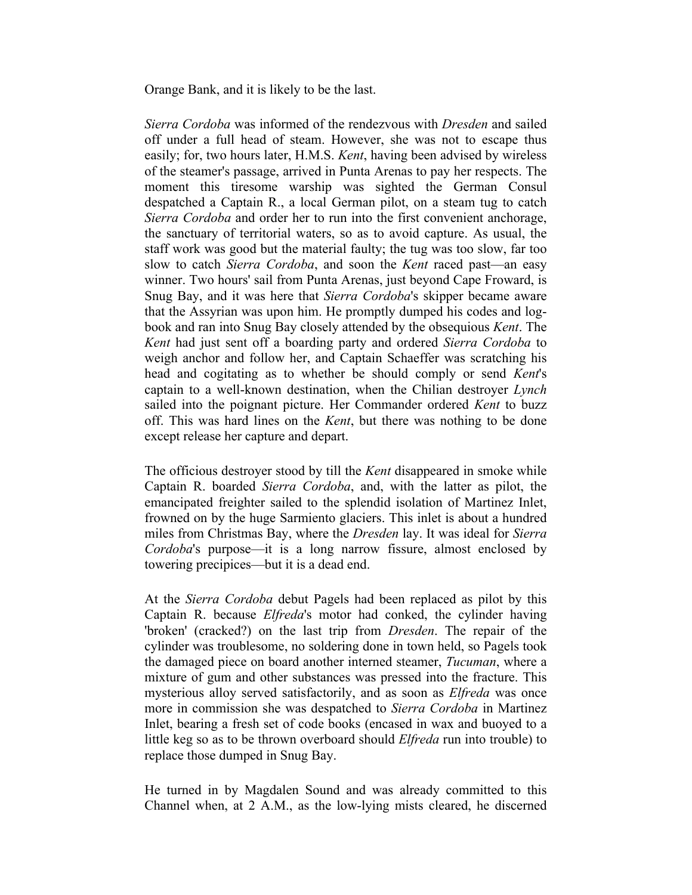Orange Bank, and it is likely to be the last.

*Sierra Cordoba* was informed of the rendezvous with *Dresden* and sailed off under a full head of steam. However, she was not to escape thus easily; for, two hours later, H.M.S. *Kent*, having been advised by wireless of the steamer's passage, arrived in Punta Arenas to pay her respects. The moment this tiresome warship was sighted the German Consul despatched a Captain R., a local German pilot, on a steam tug to catch *Sierra Cordoba* and order her to run into the first convenient anchorage, the sanctuary of territorial waters, so as to avoid capture. As usual, the staff work was good but the material faulty; the tug was too slow, far too slow to catch *Sierra Cordoba*, and soon the *Kent* raced past—an easy winner. Two hours' sail from Punta Arenas, just beyond Cape Froward, is Snug Bay, and it was here that *Sierra Cordoba*'s skipper became aware that the Assyrian was upon him. He promptly dumped his codes and log-book and ran into Snug Bay closely attended by the obsequious *Kent*. The *Kent* had just sent off a boarding party and ordered *Sierra Cordoba* to weigh anchor and follow her, and Captain Schaeffer was scratching his head and cogitating as to whether be should comply or send *Kent*'s captain to a well-known destination, when the Chilian destroyer *Lynch* sailed into the poignant picture. Her Commander ordered *Kent* to buzz off. This was hard lines on the *Kent*, but there was nothing to be done except release her capture and depart.

The officious destroyer stood by till the *Kent* disappeared in smoke while Captain R. boarded *Sierra Cordoba*, and, with the latter as pilot, the emancipated freighter sailed to the splendid isolation of Martinez Inlet, frowned on by the huge Sarmiento glaciers. This inlet is about a hundred miles from Christmas Bay, where the *Dresden* lay. It was ideal for *Sierra Cordoba*'s purpose—it is a long narrow fissure, almost enclosed by towering precipices—but it is a dead end.

At the *Sierra Cordoba* debut Pagels had been replaced as pilot by this Captain R. because *Elfreda*'s motor had conked, the cylinder having 'broken' (cracked?) on the last trip from *Dresden*. The repair of the cylinder was troublesome, no soldering done in town held, so Pagels took the damaged piece on board another interned steamer, *Tucuman*, where a mixture of gum and other substances was pressed into the fracture. This mysterious alloy served satisfactorily, and as soon as *Elfreda* was once more in commission she was despatched to *Sierra Cordoba* in Martinez Inlet, bearing a fresh set of code books (encased in wax and buoyed to a little keg so as to be thrown overboard should *Elfreda* run into trouble) to replace those dumped in Snug Bay.

He turned in by Magdalen Sound and was already committed to this Channel when, at 2 A.M., as the low-lying mists cleared, he discerned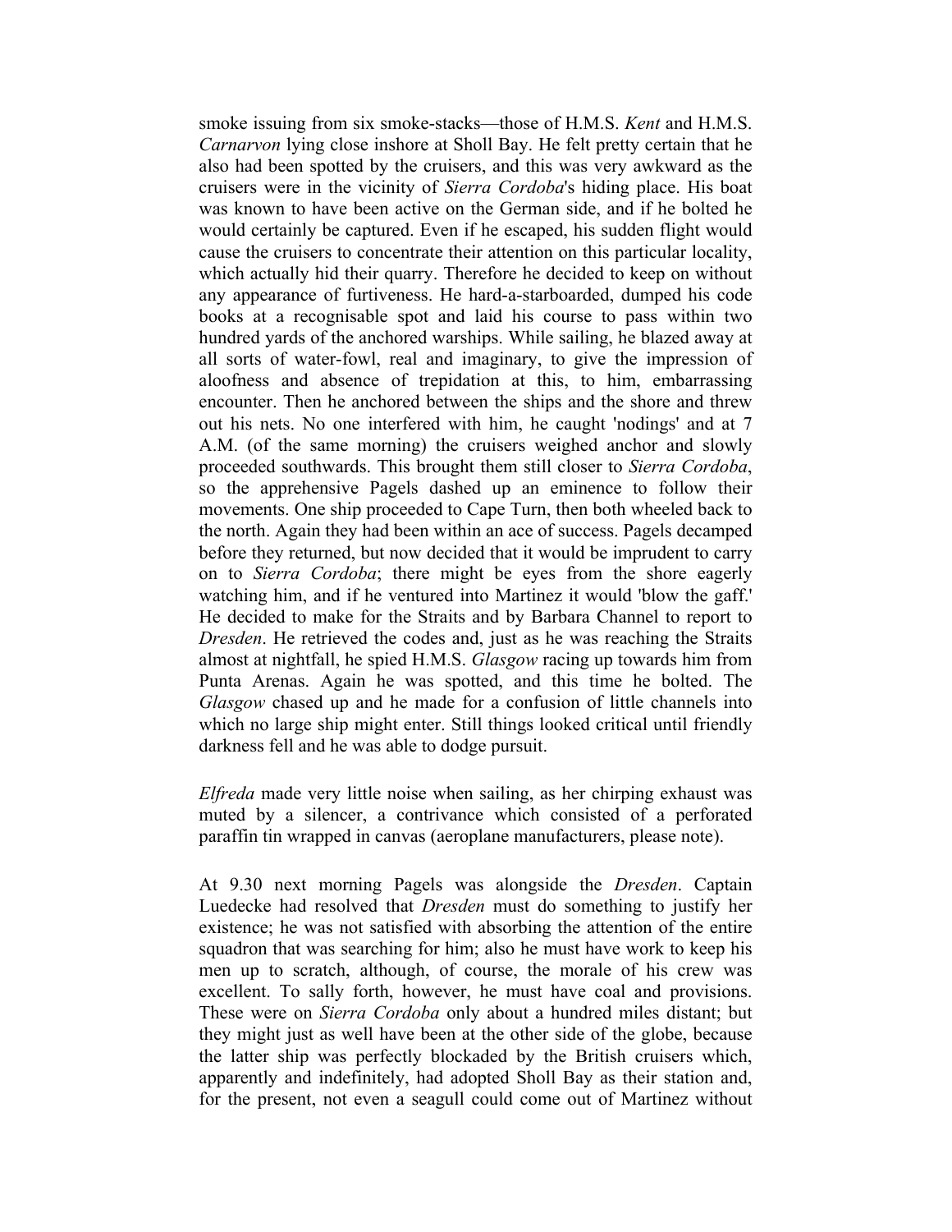smoke issuing from six smoke-stacks—those of H.M.S. *Kent* and H.M.S. *Carnarvon* lying close inshore at Sholl Bay. He felt pretty certain that he also had been spotted by the cruisers, and this was very awkward as the cruisers were in the vicinity of *Sierra Cordoba*'s hiding place. His boat was known to have been active on the German side, and if he bolted he would certainly be captured. Even if he escaped, his sudden flight would cause the cruisers to concentrate their attention on this particular locality, which actually hid their quarry. Therefore he decided to keep on without any appearance of furtiveness. He hard-a-starboarded, dumped his code books at a recognisable spot and laid his course to pass within two hundred yards of the anchored warships. While sailing, he blazed away at all sorts of water-fowl, real and imaginary, to give the impression of aloofness and absence of trepidation at this, to him, embarrassing encounter. Then he anchored between the ships and the shore and threw out his nets. No one interfered with him, he caught 'nodings' and at 7 A.M. (of the same morning) the cruisers weighed anchor and slowly proceeded southwards. This brought them still closer to *Sierra Cordoba*, so the apprehensive Pagels dashed up an eminence to follow their movements. One ship proceeded to Cape Turn, then both wheeled back to the north. Again they had been within an ace of success. Pagels decamped before they returned, but now decided that it would be imprudent to carry on to *Sierra Cordoba*; there might be eyes from the shore eagerly watching him, and if he ventured into Martinez it would 'blow the gaff.' He decided to make for the Straits and by Barbara Channel to report to *Dresden*. He retrieved the codes and, just as he was reaching the Straits almost at nightfall, he spied H.M.S. *Glasgow* racing up towards him from Punta Arenas. Again he was spotted, and this time he bolted. The *Glasgow* chased up and he made for a confusion of little channels into which no large ship might enter. Still things looked critical until friendly darkness fell and he was able to dodge pursuit.

*Elfreda* made very little noise when sailing, as her chirping exhaust was muted by a silencer, a contrivance which consisted of a perforated paraffin tin wrapped in canvas (aeroplane manufacturers, please note).

At 9.30 next morning Pagels was alongside the *Dresden*. Captain Luedecke had resolved that *Dresden* must do something to justify her existence; he was not satisfied with absorbing the attention of the entire squadron that was searching for him; also he must have work to keep his men up to scratch, although, of course, the morale of his crew was excellent. To sally forth, however, he must have coal and provisions. These were on *Sierra Cordoba* only about a hundred miles distant; but they might just as well have been at the other side of the globe, because the latter ship was perfectly blockaded by the British cruisers which, apparently and indefinitely, had adopted Sholl Bay as their station and, for the present, not even a seagull could come out of Martinez without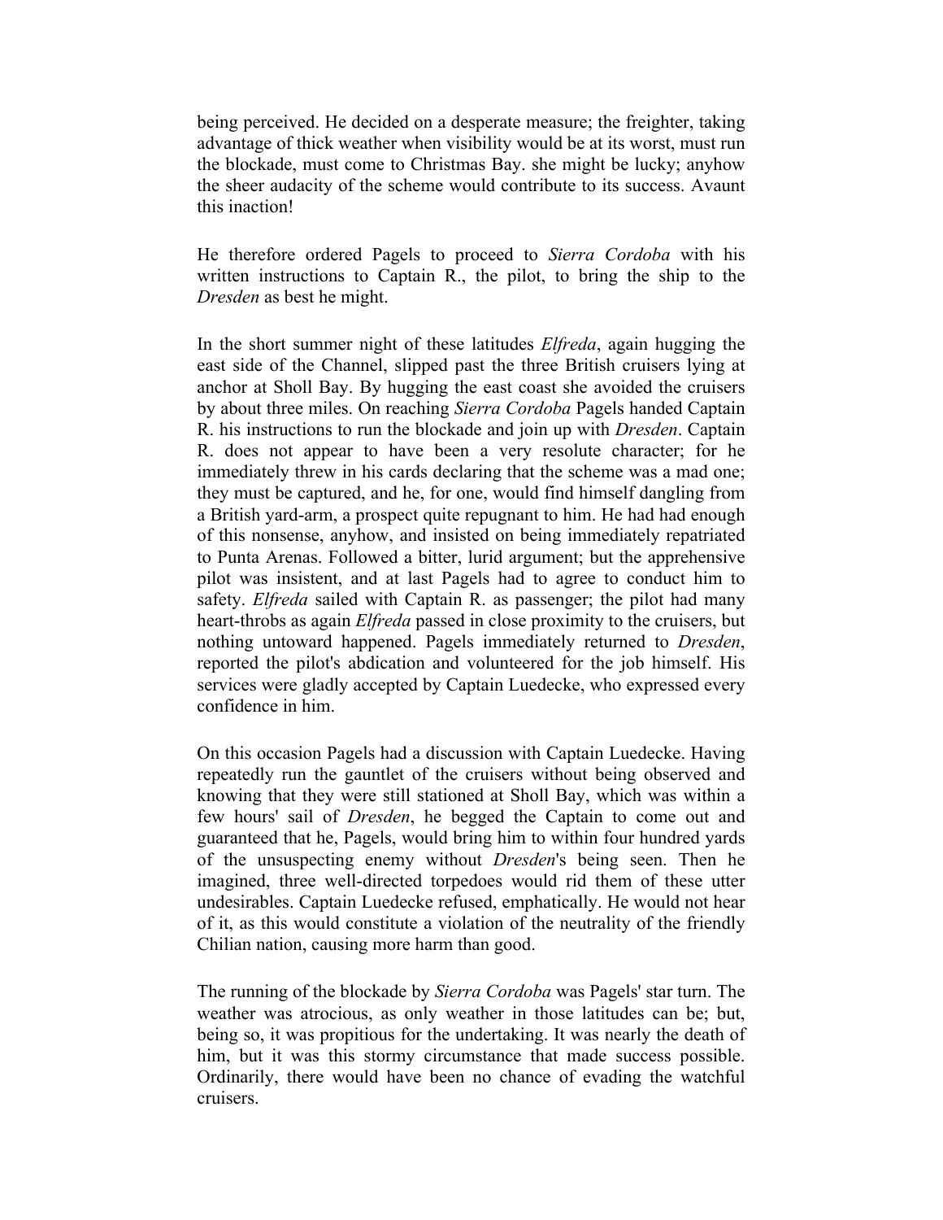being perceived. He decided on a desperate measure; the freighter, taking advantage of thick weather when visibility would be at its worst, must run the blockade, must come to Christmas Bay. she might be lucky; anyhow the sheer audacity of the scheme would contribute to its success. Avaunt this inaction!

He therefore ordered Pagels to proceed to *Sierra Cordoba* with his written instructions to Captain R., the pilot, to bring the ship to the *Dresden* as best he might.

In the short summer night of these latitudes *Elfreda*, again hugging the east side of the Channel, slipped past the three British cruisers lying at anchor at Sholl Bay. By hugging the east coast she avoided the cruisers by about three miles. On reaching *Sierra Cordoba* Pagels handed Captain R. his instructions to run the blockade and join up with *Dresden*. Captain R. does not appear to have been a very resolute character; for he immediately threw in his cards declaring that the scheme was a mad one; they must be captured, and he, for one, would find himself dangling from a British yard-arm, a prospect quite repugnant to him. He had had enough of this nonsense, anyhow, and insisted on being immediately repatriated to Punta Arenas. Followed a bitter, lurid argument; but the apprehensive pilot was insistent, and at last Pagels had to agree to conduct him to safety. *Elfreda* sailed with Captain R. as passenger; the pilot had many heart-throbs as again *Elfreda* passed in close proximity to the cruisers, but nothing untoward happened. Pagels immediately returned to *Dresden*, reported the pilot's abdication and volunteered for the job himself. His services were gladly accepted by Captain Luedecke, who expressed every confidence in him.

On this occasion Pagels had a discussion with Captain Luedecke. Having repeatedly run the gauntlet of the cruisers without being observed and knowing that they were still stationed at Sholl Bay, which was within a few hours' sail of *Dresden*, he begged the Captain to come out and guaranteed that he, Pagels, would bring him to within four hundred yards of the unsuspecting enemy without *Dresden*'s being seen. Then he imagined, three well-directed torpedoes would rid them of these utter undesirables. Captain Luedecke refused, emphatically. He would not hear of it, as this would constitute a violation of the neutrality of the friendly Chilian nation, causing more harm than good.

The running of the blockade by *Sierra Cordoba* was Pagels' star turn. The weather was atrocious, as only weather in those latitudes can be; but, being so, it was propitious for the undertaking. It was nearly the death of him, but it was this stormy circumstance that made success possible. Ordinarily, there would have been no chance of evading the watchful cruisers.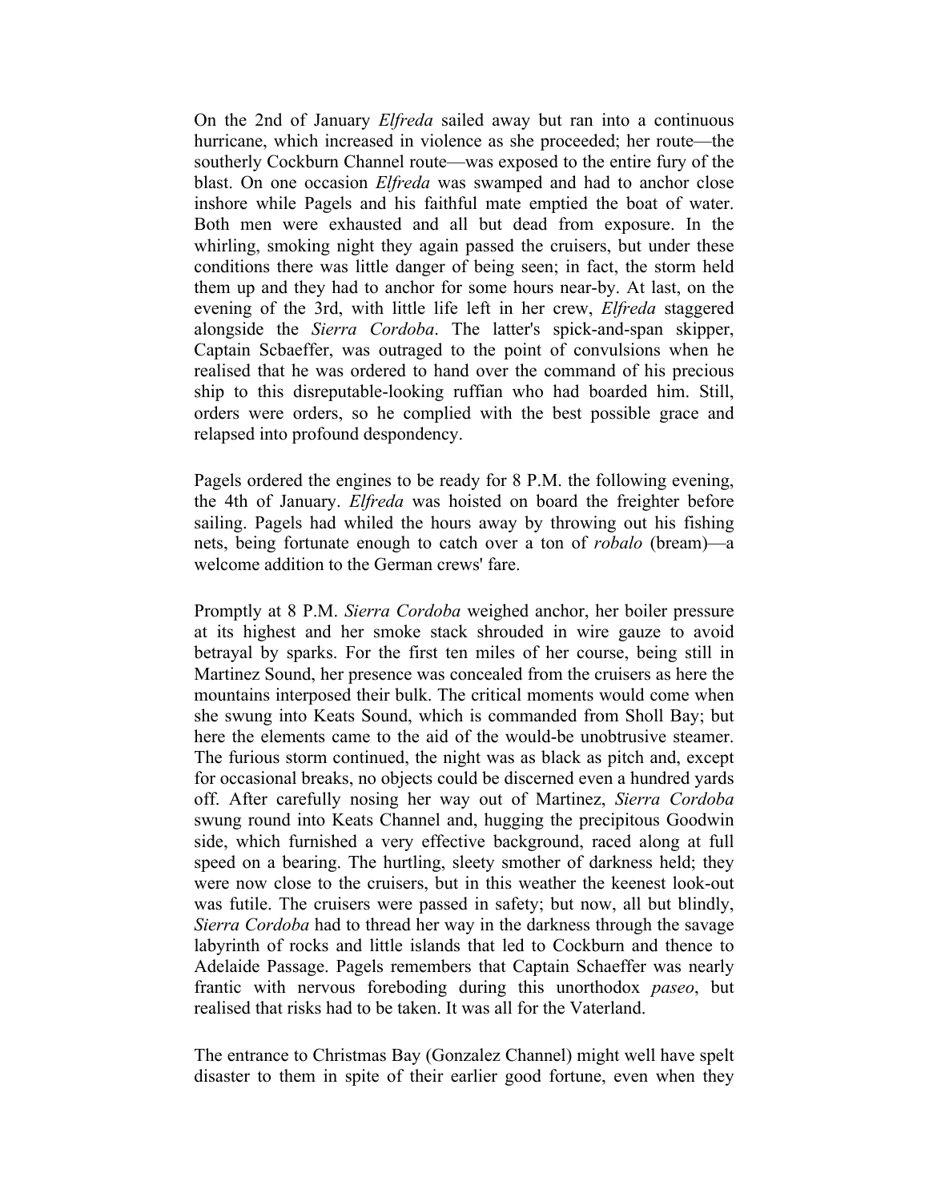On the 2nd of January *Elfreda* sailed away but ran into a continuous hurricane, which increased in violence as she proceeded; her route—the southerly Cockburn Channel route—was exposed to the entire fury of the blast. On one occasion *Elfreda* was swamped and had to anchor close inshore while Pagels and his faithful mate emptied the boat of water. Both men were exhausted and all but dead from exposure. In the whirling, smoking night they again passed the cruisers, but under these conditions there was little danger of being seen; in fact, the storm held them up and they had to anchor for some hours near-by. At last, on the evening of the 3rd, with little life left in her crew, *Elfreda* staggered alongside the *Sierra Cordoba*. The latter's spick-and-span skipper, Captain Scbaeffer, was outraged to the point of convulsions when he realised that he was ordered to hand over the command of his precious ship to this disreputable-looking ruffian who had boarded him. Still, orders were orders, so he complied with the best possible grace and relapsed into profound despondency.

Pagels ordered the engines to be ready for 8 P.M. the following evening, the 4th of January. *Elfreda* was hoisted on board the freighter before sailing. Pagels had whiled the hours away by throwing out his fishing nets, being fortunate enough to catch over a ton of *robalo* (bream)—a welcome addition to the German crews' fare.

Promptly at 8 P.M. *Sierra Cordoba* weighed anchor, her boiler pressure at its highest and her smoke stack shrouded in wire gauze to avoid betrayal by sparks. For the first ten miles of her course, being still in Martinez Sound, her presence was concealed from the cruisers as here the mountains interposed their bulk. The critical moments would come when she swung into Keats Sound, which is commanded from Sholl Bay; but here the elements came to the aid of the would-be unobtrusive steamer. The furious storm continued, the night was as black as pitch and, except for occasional breaks, no objects could be discerned even a hundred yards off. After carefully nosing her way out of Martinez, *Sierra Cordoba* swung round into Keats Channel and, hugging the precipitous Goodwin side, which furnished a very effective background, raced along at full speed on a bearing. The hurtling, sleety smother of darkness held; they were now close to the cruisers, but in this weather the keenest look-out was futile. The cruisers were passed in safety; but now, all but blindly, *Sierra Cordoba* had to thread her way in the darkness through the savage labyrinth of rocks and little islands that led to Cockburn and thence to Adelaide Passage. Pagels remembers that Captain Schaeffer was nearly frantic with nervous foreboding during this unorthodox *paseo*, but realised that risks had to be taken. It was all for the Vaterland.

The entrance to Christmas Bay (Gonzalez Channel) might well have spelt disaster to them in spite of their earlier good fortune, even when they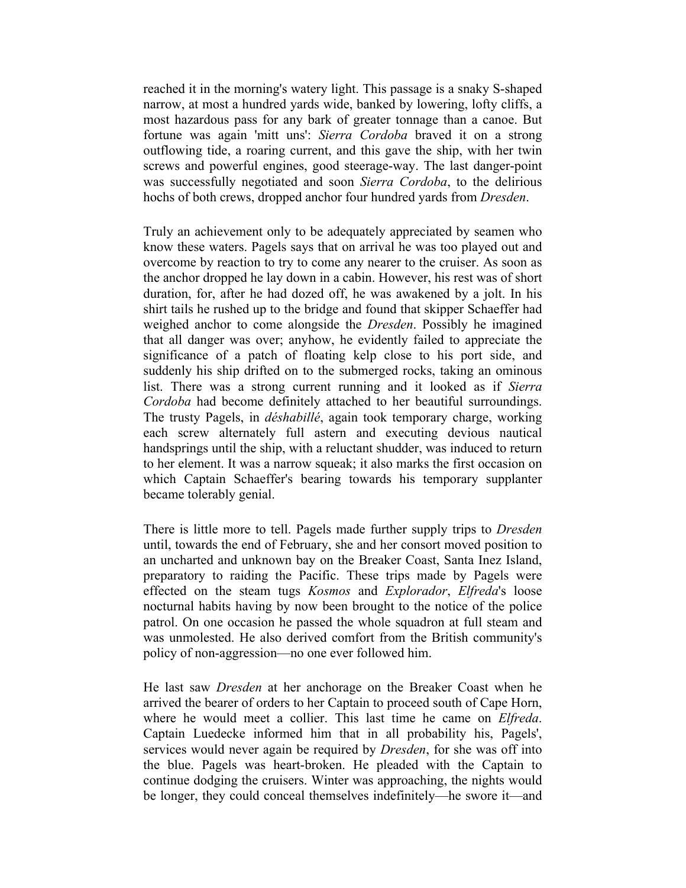reached it in the morning's watery light. This passage is a snaky S-shaped narrow, at most a hundred yards wide, banked by lowering, lofty cliffs, a most hazardous pass for any bark of greater tonnage than a canoe. But fortune was again 'mitt uns': *Sierra Cordoba* braved it on a strong outflowing tide, a roaring current, and this gave the ship, with her twin screws and powerful engines, good steerage-way. The last danger-point was successfully negotiated and soon *Sierra Cordoba*, to the delirious hochs of both crews, dropped anchor four hundred yards from *Dresden*.

Truly an achievement only to be adequately appreciated by seamen who know these waters. Pagels says that on arrival he was too played out and overcome by reaction to try to come any nearer to the cruiser. As soon as the anchor dropped he lay down in a cabin. However, his rest was of short duration, for, after he had dozed off, he was awakened by a jolt. In his shirt tails he rushed up to the bridge and found that skipper Schaeffer had weighed anchor to come alongside the *Dresden*. Possibly he imagined that all danger was over; anyhow, he evidently failed to appreciate the significance of a patch of floating kelp close to his port side, and suddenly his ship drifted on to the submerged rocks, taking an ominous list. There was a strong current running and it looked as if *Sierra Cordoba* had become definitely attached to her beautiful surroundings. The trusty Pagels, in *déshabillé*, again took temporary charge, working each screw alternately full astern and executing devious nautical handsprings until the ship, with a reluctant shudder, was induced to return to her element. It was a narrow squeak; it also marks the first occasion on which Captain Schaeffer's bearing towards his temporary supplanter became tolerably genial.

There is little more to tell. Pagels made further supply trips to *Dresden* until, towards the end of February, she and her consort moved position to an uncharted and unknown bay on the Breaker Coast, Santa Inez Island, preparatory to raiding the Pacific. These trips made by Pagels were effected on the steam tugs *Kosmos* and *Explorador*, *Elfreda*'s loose nocturnal habits having by now been brought to the notice of the police patrol. On one occasion he passed the whole squadron at full steam and was unmolested. He also derived comfort from the British community's policy of non-aggression—no one ever followed him.

He last saw *Dresden* at her anchorage on the Breaker Coast when he arrived the bearer of orders to her Captain to proceed south of Cape Horn, where he would meet a collier. This last time he came on *Elfreda*. Captain Luedecke informed him that in all probability his, Pagels', services would never again be required by *Dresden*, for she was off into the blue. Pagels was heart-broken. He pleaded with the Captain to continue dodging the cruisers. Winter was approaching, the nights would be longer, they could conceal themselves indefinitely—he swore it—and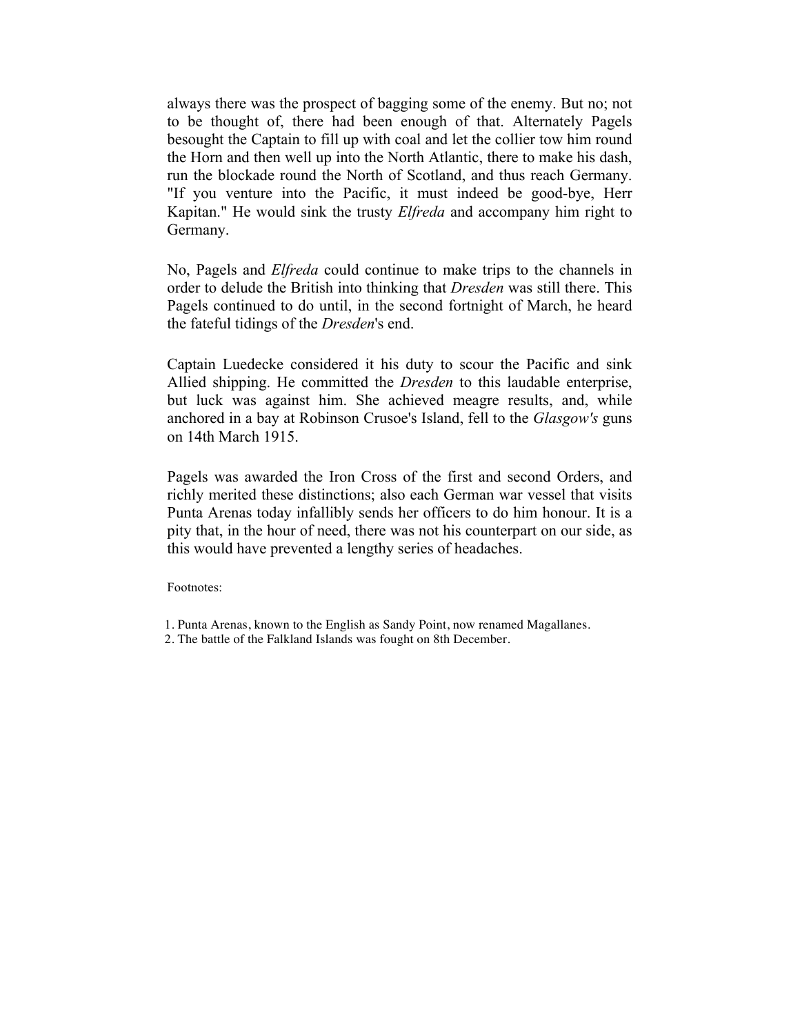always there was the prospect of bagging some of the enemy. But no; not to be thought of, there had been enough of that. Alternately Pagels besought the Captain to fill up with coal and let the collier tow him round the Horn and then well up into the North Atlantic, there to make his dash, run the blockade round the North of Scotland, and thus reach Germany. "If you venture into the Pacific, it must indeed be good-bye, Herr Kapitan." He would sink the trusty *Elfreda* and accompany him right to Germany.

No, Pagels and *Elfreda* could continue to make trips to the channels in order to delude the British into thinking that *Dresden* was still there. This Pagels continued to do until, in the second fortnight of March, he heard the fateful tidings of the *Dresden*'s end.

Captain Luedecke considered it his duty to scour the Pacific and sink Allied shipping. He committed the *Dresden* to this laudable enterprise, but luck was against him. She achieved meagre results, and, while anchored in a bay at Robinson Crusoe's Island, fell to the *Glasgow's* guns on 14th March 1915.

Pagels was awarded the Iron Cross of the first and second Orders, and richly merited these distinctions; also each German war vessel that visits Punta Arenas today infallibly sends her officers to do him honour. It is a pity that, in the hour of need, there was not his counterpart on our side, as this would have prevented a lengthy series of headaches.

Footnotes:

1. Punta Arenas, known to the English as Sandy Point, now renamed Magallanes.
2. The battle of the Falkland Islands was fought on 8th December.